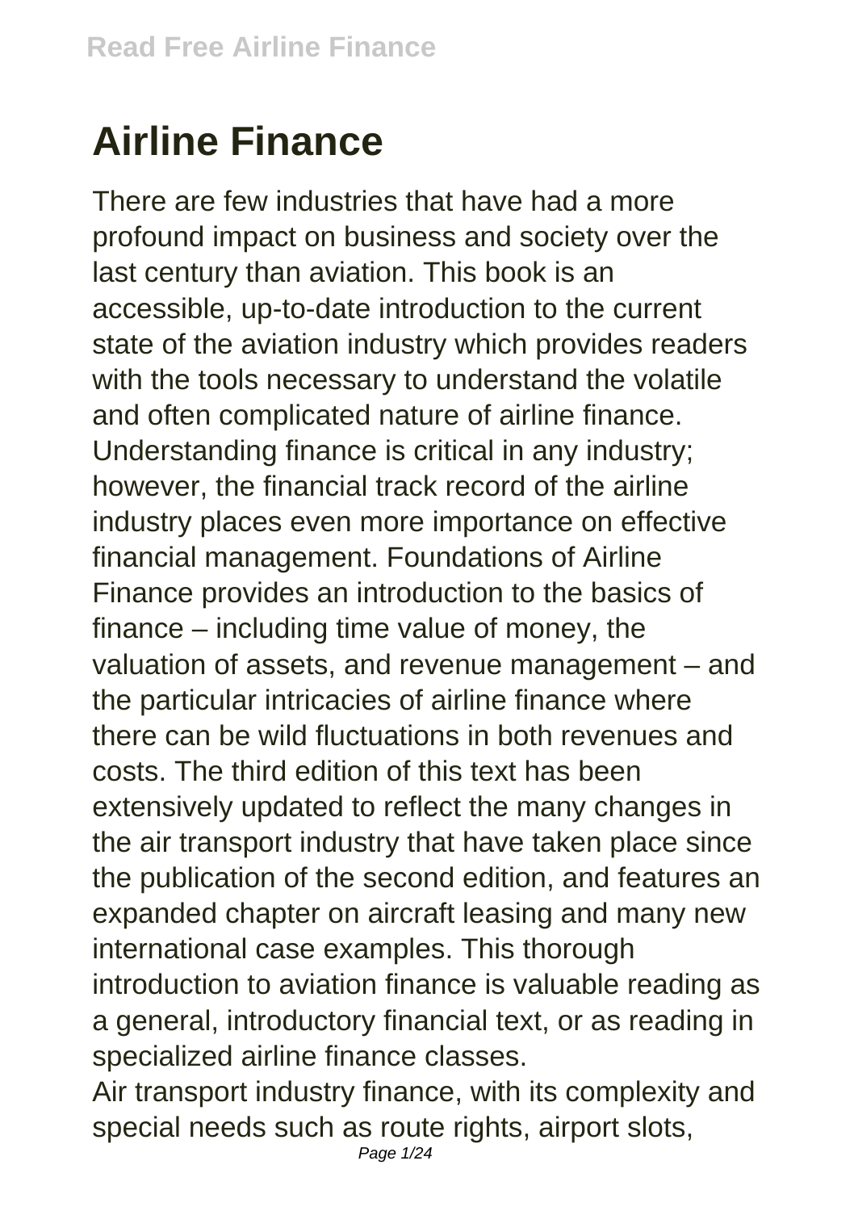# Airline Finance

There are few industries that have had a more profound impact on business and society over the last century than aviation. This book is an accessible, up-to-date introduction to the current state of the aviation industry which provides readers with the tools necessary to understand the volatile and often complicated nature of airline finance. Understanding finance is critical in any industry; however, the financial track record of the airline industry places even more importance on effective financial management. Foundations of Airline Finance provides an introduction to the basics of finance – including time value of money, the valuation of assets, and revenue management – and the particular intricacies of airline finance where there can be wild fluctuations in both revenues and costs. The third edition of this text has been extensively updated to reflect the many changes in the air transport industry that have taken place since the publication of the second edition, and features an expanded chapter on aircraft leasing and many new international case examples. This thorough introduction to aviation finance is valuable reading as a general, introductory financial text, or as reading in specialized airline finance classes.

Air transport industry finance, with its complexity and special needs such as route rights, airport slots,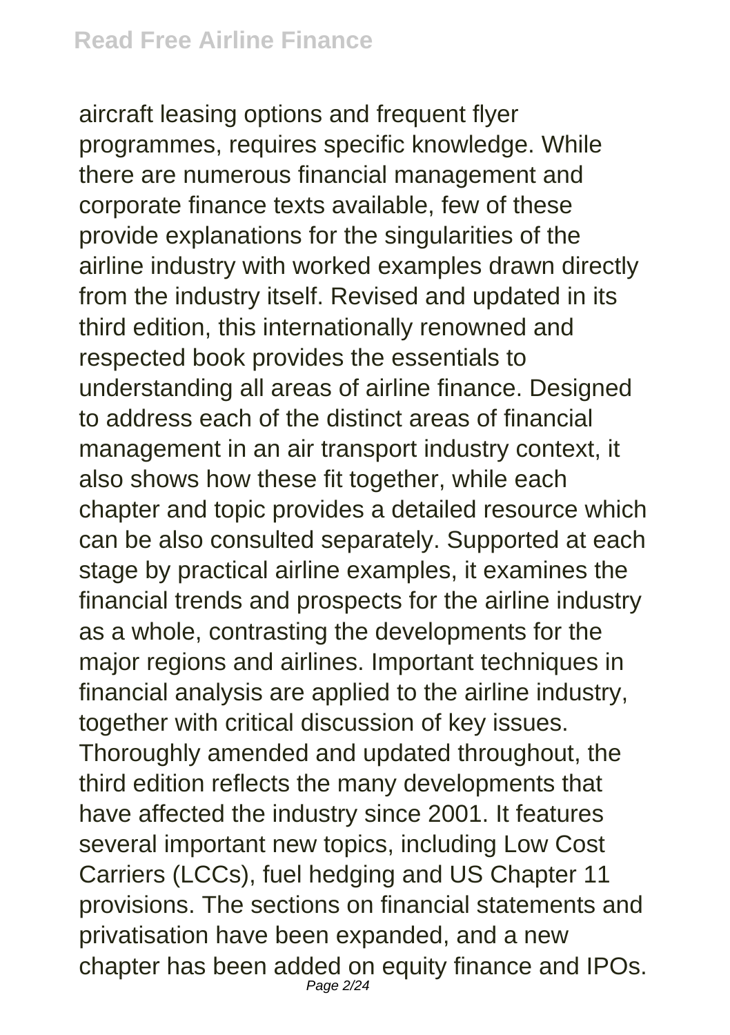aircraft leasing options and frequent flyer programmes, requires specific knowledge. While there are numerous financial management and corporate finance texts available, few of these provide explanations for the singularities of the airline industry with worked examples drawn directly from the industry itself. Revised and updated in its third edition, this internationally renowned and respected book provides the essentials to understanding all areas of airline finance. Designed to address each of the distinct areas of financial management in an air transport industry context, it also shows how these fit together, while each chapter and topic provides a detailed resource which can be also consulted separately. Supported at each stage by practical airline examples, it examines the financial trends and prospects for the airline industry as a whole, contrasting the developments for the major regions and airlines. Important techniques in financial analysis are applied to the airline industry, together with critical discussion of key issues. Thoroughly amended and updated throughout, the third edition reflects the many developments that have affected the industry since 2001. It features several important new topics, including Low Cost Carriers (LCCs), fuel hedging and US Chapter 11 provisions. The sections on financial statements and privatisation have been expanded, and a new chapter has been added on equity finance and IPOs.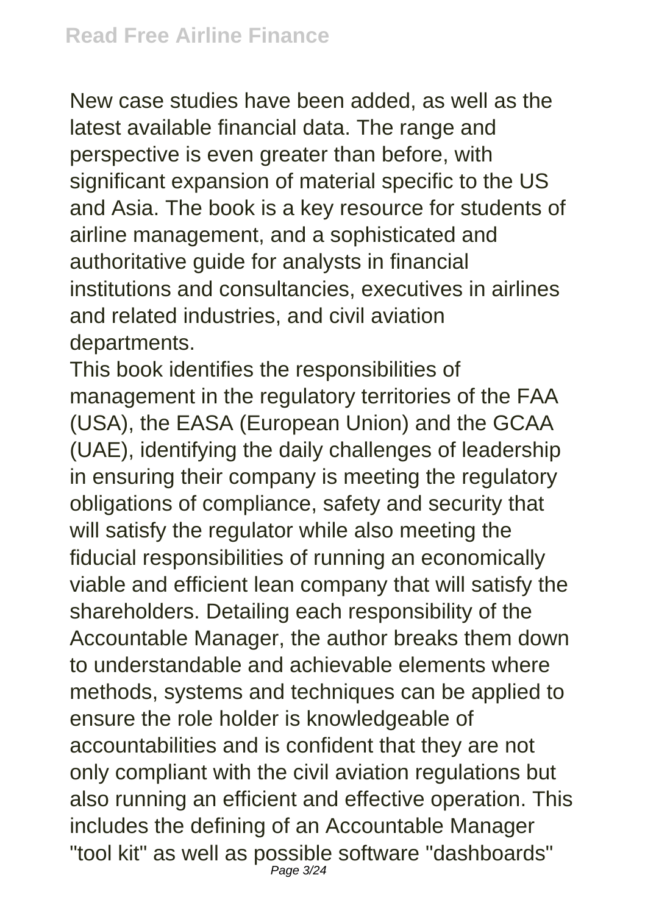New case studies have been added, as well as the latest available financial data. The range and perspective is even greater than before, with significant expansion of material specific to the US and Asia. The book is a key resource for students of airline management, and a sophisticated and authoritative guide for analysts in financial institutions and consultancies, executives in airlines and related industries, and civil aviation departments.

This book identifies the responsibilities of management in the regulatory territories of the FAA (USA), the EASA (European Union) and the GCAA (UAE), identifying the daily challenges of leadership in ensuring their company is meeting the regulatory obligations of compliance, safety and security that will satisfy the regulator while also meeting the fiducial responsibilities of running an economically viable and efficient lean company that will satisfy the shareholders. Detailing each responsibility of the Accountable Manager, the author breaks them down to understandable and achievable elements where methods, systems and techniques can be applied to ensure the role holder is knowledgeable of accountabilities and is confident that they are not only compliant with the civil aviation regulations but also running an efficient and effective operation. This includes the defining of an Accountable Manager "tool kit" as well as possible software "dashboards"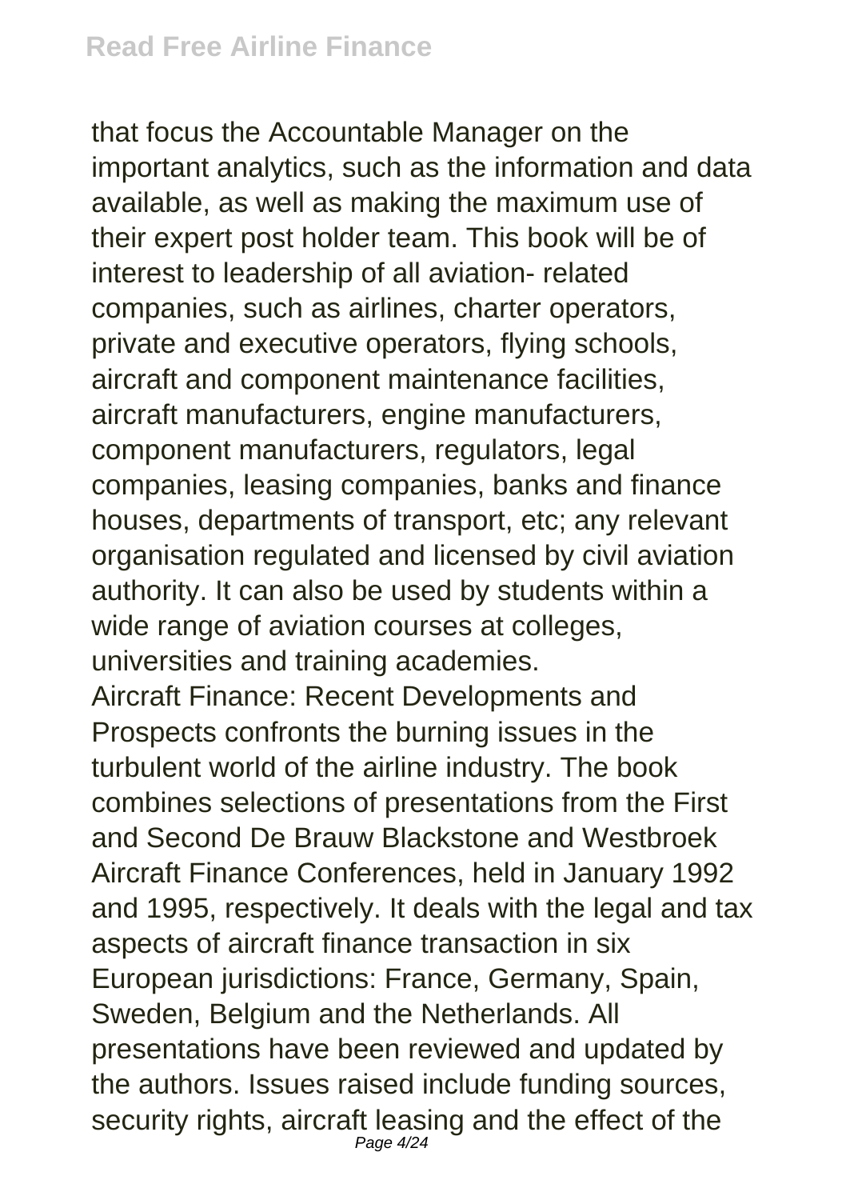that focus the Accountable Manager on the important analytics, such as the information and data available, as well as making the maximum use of their expert post holder team. This book will be of interest to leadership of all aviation- related companies, such as airlines, charter operators, private and executive operators, flying schools, aircraft and component maintenance facilities, aircraft manufacturers, engine manufacturers, component manufacturers, regulators, legal companies, leasing companies, banks and finance houses, departments of transport, etc; any relevant organisation regulated and licensed by civil aviation authority. It can also be used by students within a wide range of aviation courses at colleges, universities and training academies.

Aircraft Finance: Recent Developments and Prospects confronts the burning issues in the turbulent world of the airline industry. The book combines selections of presentations from the First and Second De Brauw Blackstone and Westbroek Aircraft Finance Conferences, held in January 1992 and 1995, respectively. It deals with the legal and tax aspects of aircraft finance transaction in six European jurisdictions: France, Germany, Spain, Sweden, Belgium and the Netherlands. All presentations have been reviewed and updated by the authors. Issues raised include funding sources, security rights, aircraft leasing and the effect of the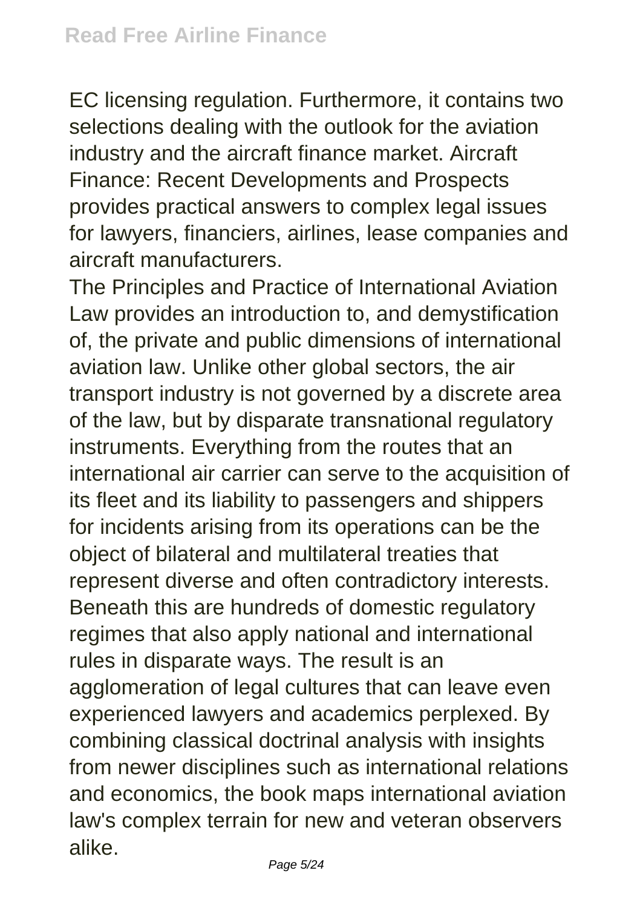EC licensing regulation. Furthermore, it contains two selections dealing with the outlook for the aviation industry and the aircraft finance market. Aircraft Finance: Recent Developments and Prospects provides practical answers to complex legal issues for lawyers, financiers, airlines, lease companies and aircraft manufacturers.

The Principles and Practice of International Aviation Law provides an introduction to, and demystification of, the private and public dimensions of international aviation law. Unlike other global sectors, the air transport industry is not governed by a discrete area of the law, but by disparate transnational regulatory instruments. Everything from the routes that an international air carrier can serve to the acquisition of its fleet and its liability to passengers and shippers for incidents arising from its operations can be the object of bilateral and multilateral treaties that represent diverse and often contradictory interests. Beneath this are hundreds of domestic regulatory regimes that also apply national and international rules in disparate ways. The result is an agglomeration of legal cultures that can leave even experienced lawyers and academics perplexed. By combining classical doctrinal analysis with insights from newer disciplines such as international relations and economics, the book maps international aviation law's complex terrain for new and veteran observers alike.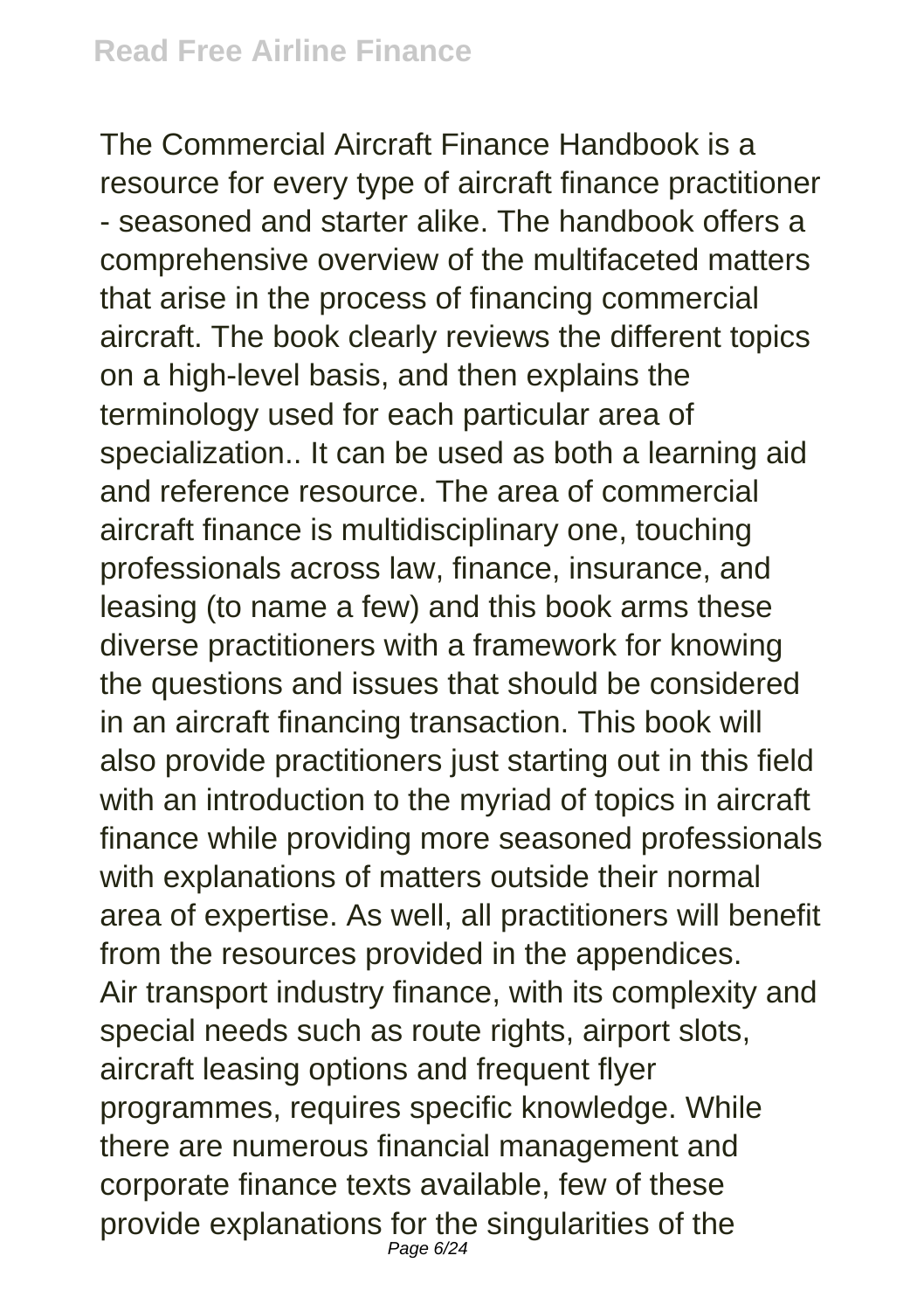The Commercial Aircraft Finance Handbook is a resource for every type of aircraft finance practitioner - seasoned and starter alike. The handbook offers a comprehensive overview of the multifaceted matters that arise in the process of financing commercial aircraft. The book clearly reviews the different topics on a high-level basis, and then explains the terminology used for each particular area of specialization.. It can be used as both a learning aid and reference resource. The area of commercial aircraft finance is multidisciplinary one, touching professionals across law, finance, insurance, and leasing (to name a few) and this book arms these diverse practitioners with a framework for knowing the questions and issues that should be considered in an aircraft financing transaction. This book will also provide practitioners just starting out in this field with an introduction to the myriad of topics in aircraft finance while providing more seasoned professionals with explanations of matters outside their normal area of expertise. As well, all practitioners will benefit from the resources provided in the appendices.

Air transport industry finance, with its complexity and special needs such as route rights, airport slots, aircraft leasing options and frequent flyer programmes, requires specific knowledge. While there are numerous financial management and corporate finance texts available, few of these provide explanations for the singularities of the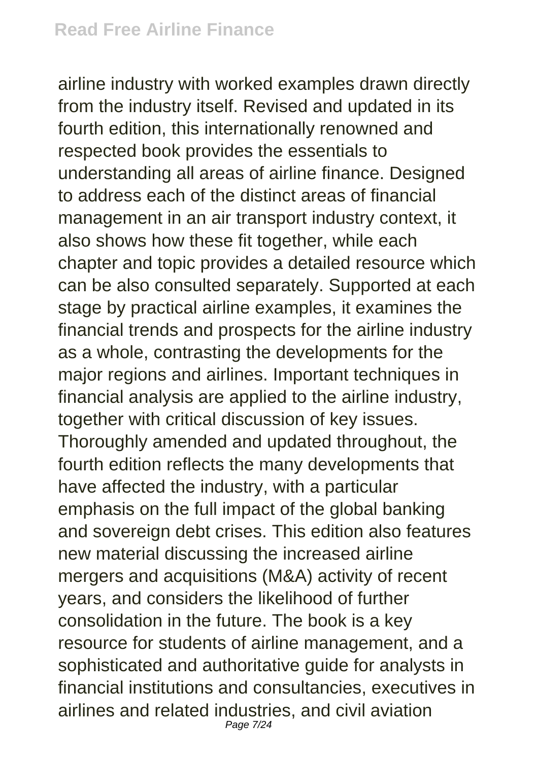airline industry with worked examples drawn directly from the industry itself. Revised and updated in its fourth edition, this internationally renowned and respected book provides the essentials to understanding all areas of airline finance. Designed to address each of the distinct areas of financial management in an air transport industry context, it also shows how these fit together, while each chapter and topic provides a detailed resource which can be also consulted separately. Supported at each stage by practical airline examples, it examines the financial trends and prospects for the airline industry as a whole, contrasting the developments for the major regions and airlines. Important techniques in financial analysis are applied to the airline industry, together with critical discussion of key issues. Thoroughly amended and updated throughout, the fourth edition reflects the many developments that have affected the industry, with a particular emphasis on the full impact of the global banking and sovereign debt crises. This edition also features new material discussing the increased airline mergers and acquisitions (M&A) activity of recent years, and considers the likelihood of further consolidation in the future. The book is a key resource for students of airline management, and a sophisticated and authoritative guide for analysts in financial institutions and consultancies, executives in airlines and related industries, and civil aviation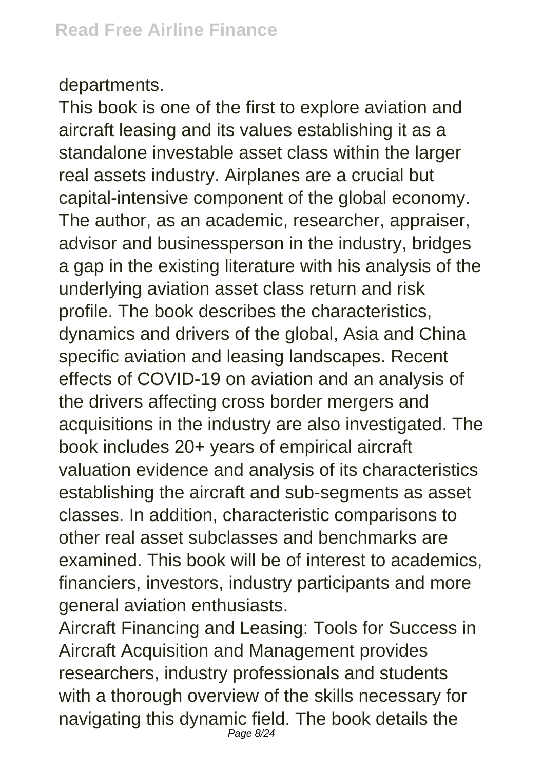departments.

This book is one of the first to explore aviation and aircraft leasing and its values establishing it as a standalone investable asset class within the larger real assets industry. Airplanes are a crucial but capital-intensive component of the global economy. The author, as an academic, researcher, appraiser, advisor and businessperson in the industry, bridges a gap in the existing literature with his analysis of the underlying aviation asset class return and risk profile. The book describes the characteristics, dynamics and drivers of the global, Asia and China specific aviation and leasing landscapes. Recent effects of COVID-19 on aviation and an analysis of the drivers affecting cross border mergers and acquisitions in the industry are also investigated. The book includes 20+ years of empirical aircraft valuation evidence and analysis of its characteristics establishing the aircraft and sub-segments as asset classes. In addition, characteristic comparisons to other real asset subclasses and benchmarks are examined. This book will be of interest to academics, financiers, investors, industry participants and more general aviation enthusiasts.

Aircraft Financing and Leasing: Tools for Success in Aircraft Acquisition and Management provides researchers, industry professionals and students with a thorough overview of the skills necessary for navigating this dynamic field. The book details the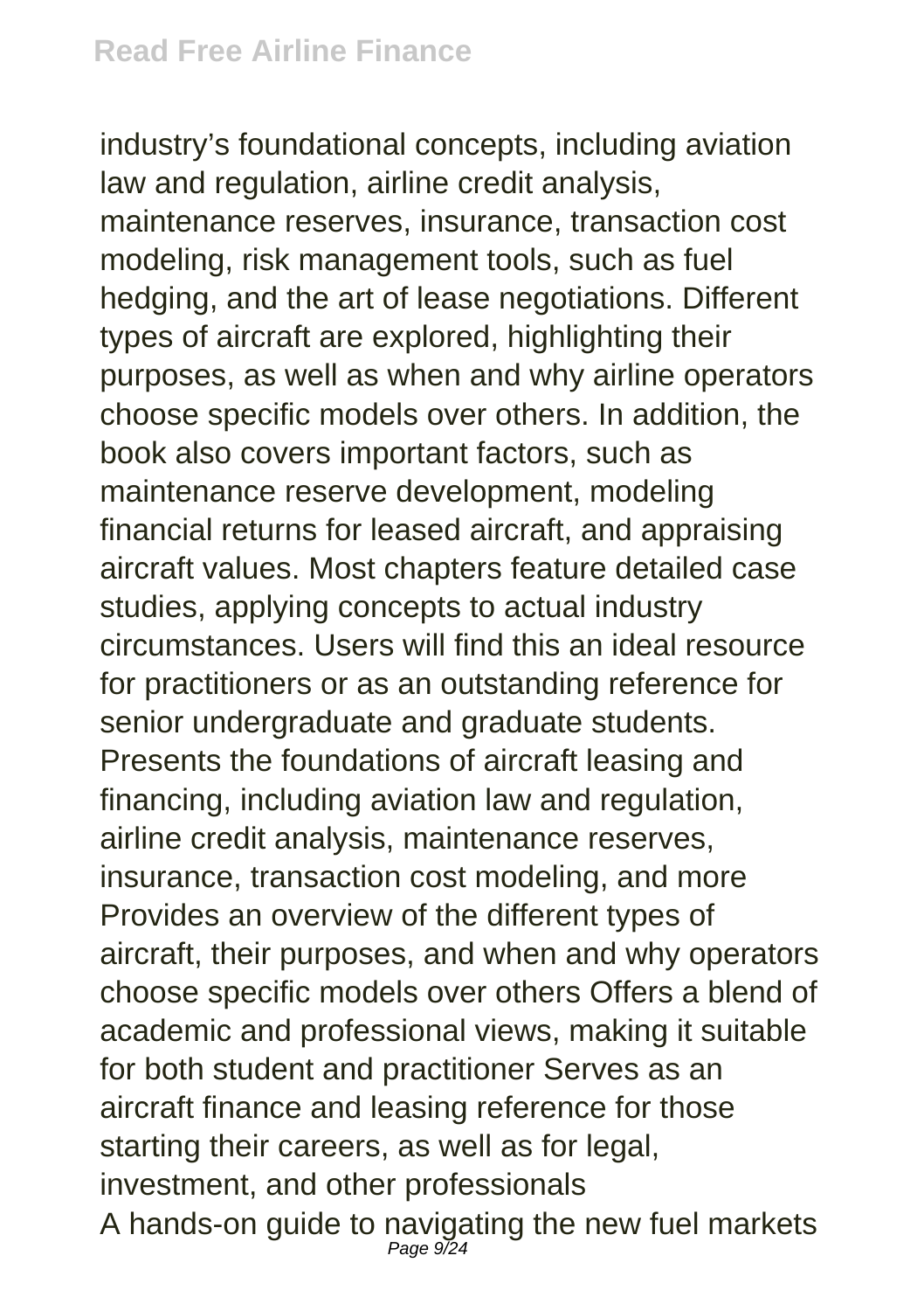industry's foundational concepts, including aviation law and regulation, airline credit analysis, maintenance reserves, insurance, transaction cost modeling, risk management tools, such as fuel hedging, and the art of lease negotiations. Different types of aircraft are explored, highlighting their purposes, as well as when and why airline operators choose specific models over others. In addition, the book also covers important factors, such as maintenance reserve development, modeling financial returns for leased aircraft, and appraising aircraft values. Most chapters feature detailed case studies, applying concepts to actual industry circumstances. Users will find this an ideal resource for practitioners or as an outstanding reference for senior undergraduate and graduate students. Presents the foundations of aircraft leasing and financing, including aviation law and regulation, airline credit analysis, maintenance reserves, insurance, transaction cost modeling, and more Provides an overview of the different types of aircraft, their purposes, and when and why operators choose specific models over others Offers a blend of academic and professional views, making it suitable for both student and practitioner Serves as an aircraft finance and leasing reference for those starting their careers, as well as for legal, investment, and other professionals

A hands-on guide to navigating the new fuel markets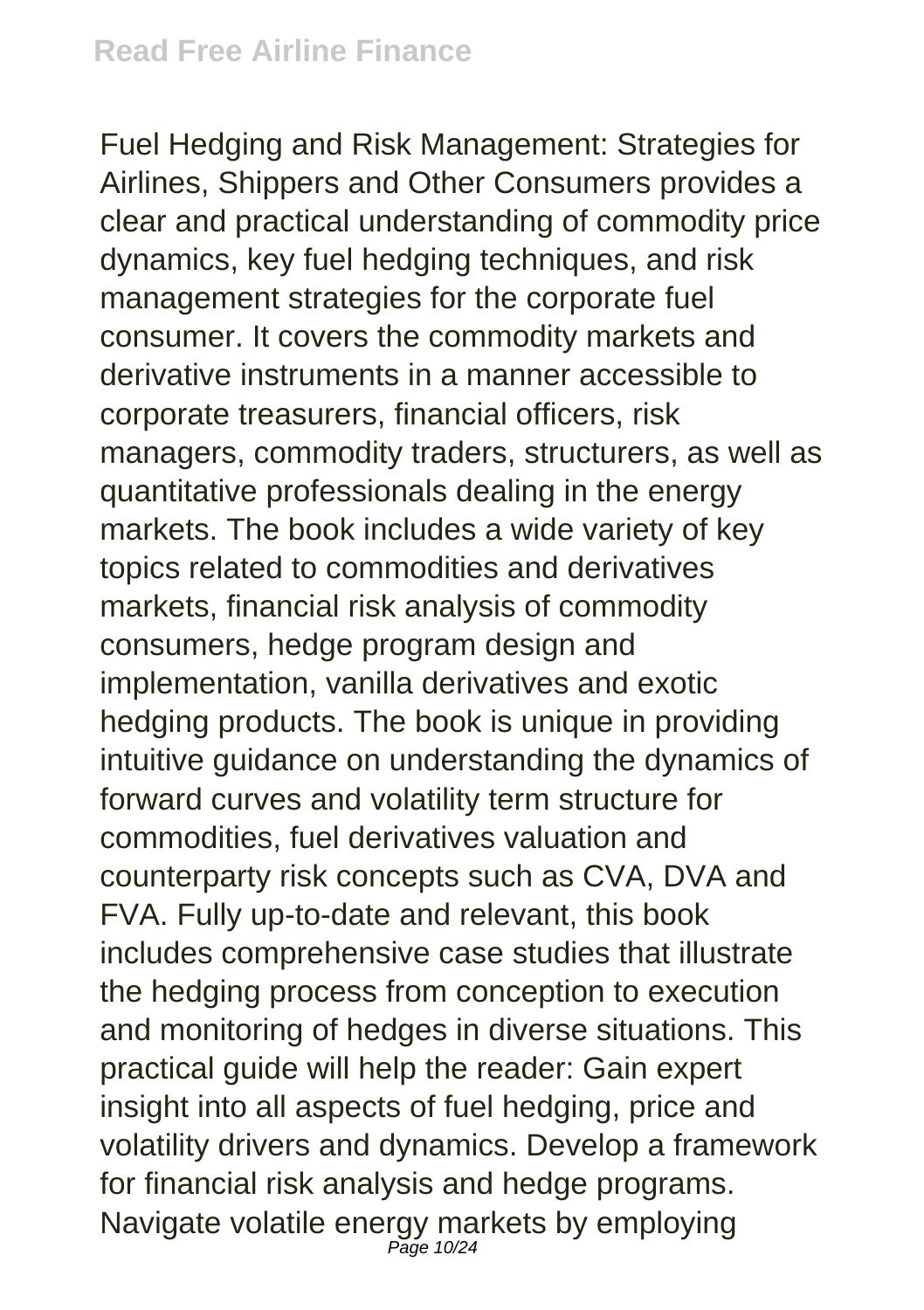Fuel Hedging and Risk Management: Strategies for Airlines, Shippers and Other Consumers provides a clear and practical understanding of commodity price dynamics, key fuel hedging techniques, and risk management strategies for the corporate fuel consumer. It covers the commodity markets and derivative instruments in a manner accessible to corporate treasurers, financial officers, risk managers, commodity traders, structurers, as well as quantitative professionals dealing in the energy markets. The book includes a wide variety of key topics related to commodities and derivatives markets, financial risk analysis of commodity consumers, hedge program design and implementation, vanilla derivatives and exotic hedging products. The book is unique in providing intuitive guidance on understanding the dynamics of forward curves and volatility term structure for commodities, fuel derivatives valuation and counterparty risk concepts such as CVA, DVA and FVA. Fully up-to-date and relevant, this book includes comprehensive case studies that illustrate the hedging process from conception to execution and monitoring of hedges in diverse situations. This practical guide will help the reader: Gain expert insight into all aspects of fuel hedging, price and volatility drivers and dynamics. Develop a framework for financial risk analysis and hedge programs. Navigate volatile energy markets by employing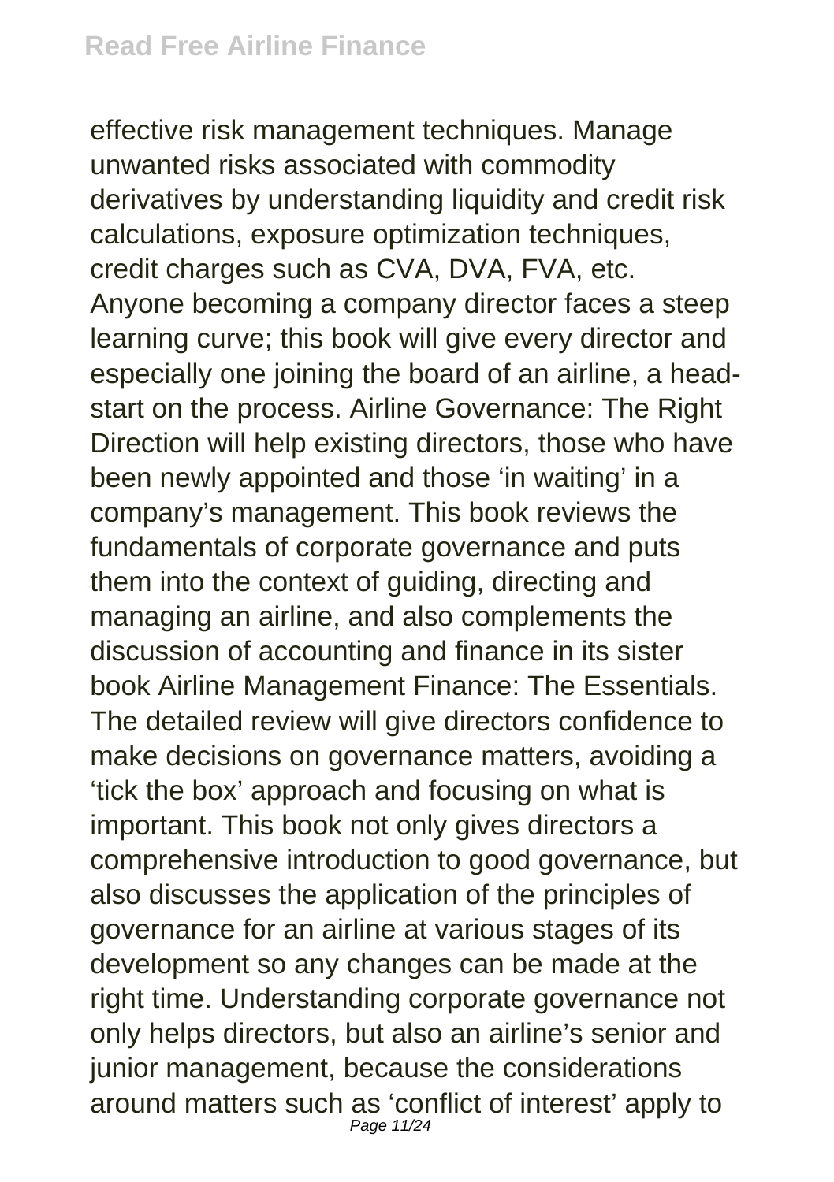effective risk management techniques. Manage unwanted risks associated with commodity derivatives by understanding liquidity and credit risk calculations, exposure optimization techniques, credit charges such as CVA, DVA, FVA, etc.
Anyone becoming a company director faces a steep learning curve; this book will give every director and especially one joining the board of an airline, a head-start on the process. Airline Governance: The Right Direction will help existing directors, those who have been newly appointed and those 'in waiting' in a company's management. This book reviews the fundamentals of corporate governance and puts them into the context of guiding, directing and managing an airline, and also complements the discussion of accounting and finance in its sister book Airline Management Finance: The Essentials. The detailed review will give directors confidence to make decisions on governance matters, avoiding a 'tick the box' approach and focusing on what is important. This book not only gives directors a comprehensive introduction to good governance, but also discusses the application of the principles of governance for an airline at various stages of its development so any changes can be made at the right time. Understanding corporate governance not only helps directors, but also an airline's senior and junior management, because the considerations around matters such as 'conflict of interest' apply to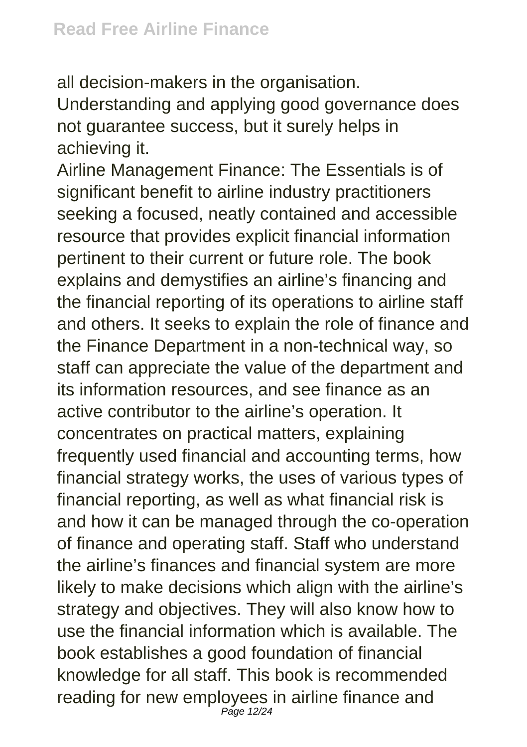all decision-makers in the organisation. Understanding and applying good governance does not guarantee success, but it surely helps in achieving it.

Airline Management Finance: The Essentials is of significant benefit to airline industry practitioners seeking a focused, neatly contained and accessible resource that provides explicit financial information pertinent to their current or future role. The book explains and demystifies an airline's financing and the financial reporting of its operations to airline staff and others. It seeks to explain the role of finance and the Finance Department in a non-technical way, so staff can appreciate the value of the department and its information resources, and see finance as an active contributor to the airline's operation. It concentrates on practical matters, explaining frequently used financial and accounting terms, how financial strategy works, the uses of various types of financial reporting, as well as what financial risk is and how it can be managed through the co-operation of finance and operating staff. Staff who understand the airline's finances and financial system are more likely to make decisions which align with the airline's strategy and objectives. They will also know how to use the financial information which is available. The book establishes a good foundation of financial knowledge for all staff. This book is recommended reading for new employees in airline finance and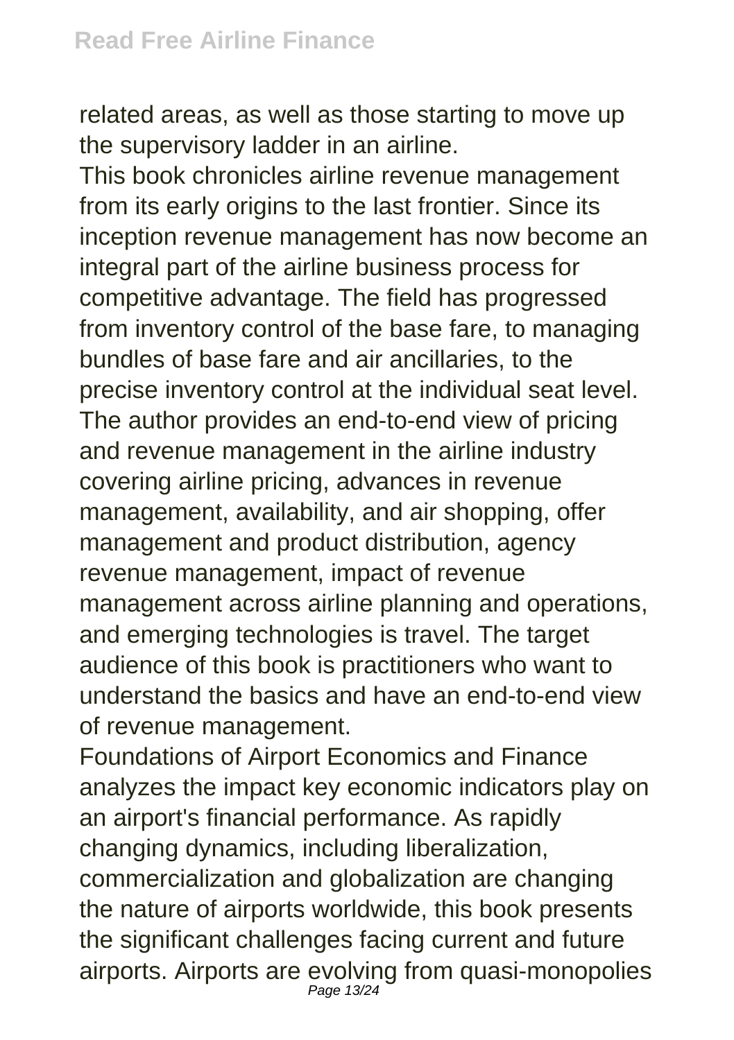related areas, as well as those starting to move up the supervisory ladder in an airline.

This book chronicles airline revenue management from its early origins to the last frontier. Since its inception revenue management has now become an integral part of the airline business process for competitive advantage. The field has progressed from inventory control of the base fare, to managing bundles of base fare and air ancillaries, to the precise inventory control at the individual seat level. The author provides an end-to-end view of pricing and revenue management in the airline industry covering airline pricing, advances in revenue management, availability, and air shopping, offer management and product distribution, agency revenue management, impact of revenue management across airline planning and operations, and emerging technologies is travel. The target audience of this book is practitioners who want to understand the basics and have an end-to-end view of revenue management.

Foundations of Airport Economics and Finance analyzes the impact key economic indicators play on an airport's financial performance. As rapidly changing dynamics, including liberalization, commercialization and globalization are changing the nature of airports worldwide, this book presents the significant challenges facing current and future airports. Airports are evolving from quasi-monopolies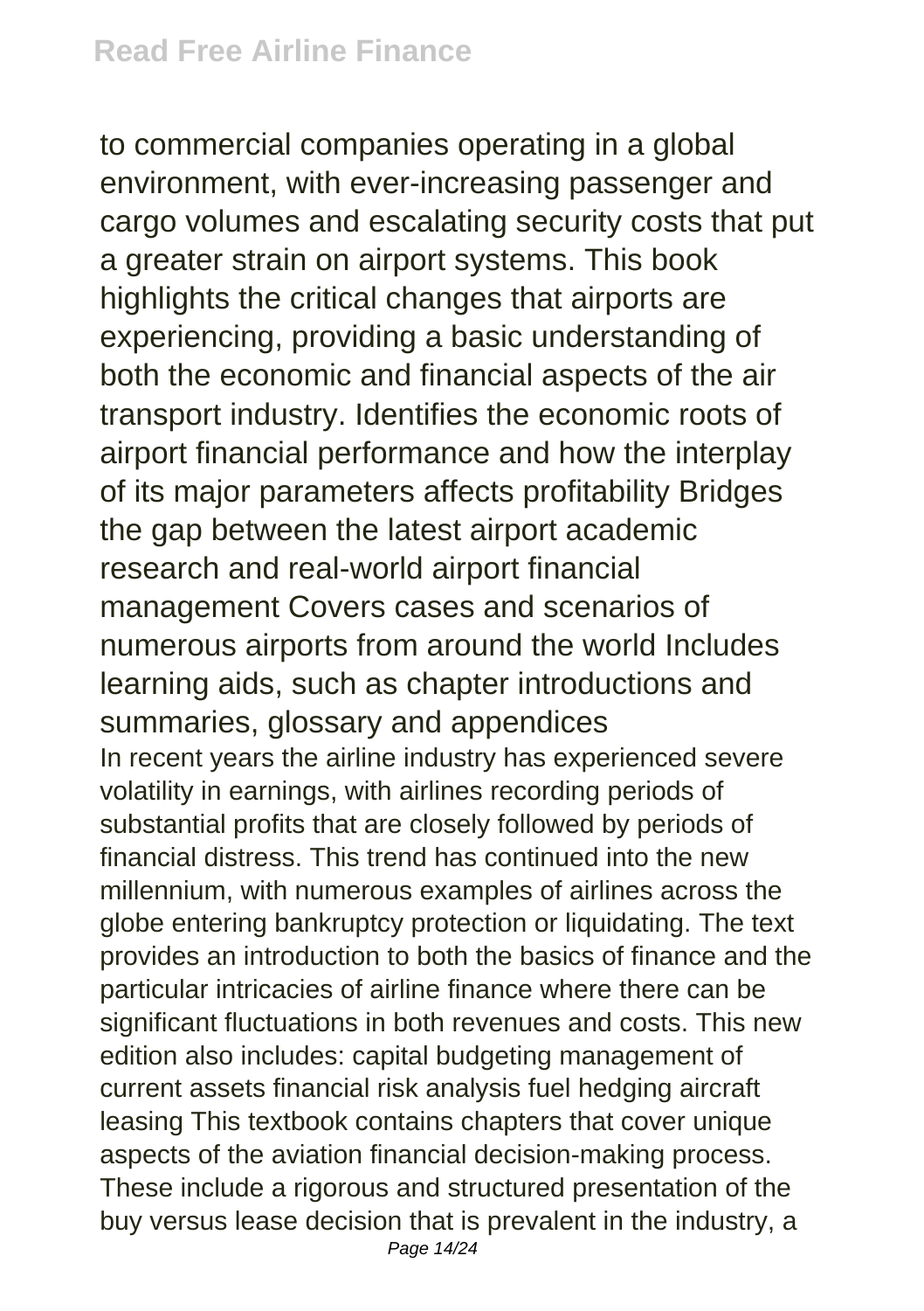to commercial companies operating in a global environment, with ever-increasing passenger and cargo volumes and escalating security costs that put a greater strain on airport systems. This book highlights the critical changes that airports are experiencing, providing a basic understanding of both the economic and financial aspects of the air transport industry. Identifies the economic roots of airport financial performance and how the interplay of its major parameters affects profitability Bridges the gap between the latest airport academic research and real-world airport financial management Covers cases and scenarios of numerous airports from around the world Includes learning aids, such as chapter introductions and summaries, glossary and appendices

In recent years the airline industry has experienced severe volatility in earnings, with airlines recording periods of substantial profits that are closely followed by periods of financial distress. This trend has continued into the new millennium, with numerous examples of airlines across the globe entering bankruptcy protection or liquidating. The text provides an introduction to both the basics of finance and the particular intricacies of airline finance where there can be significant fluctuations in both revenues and costs. This new edition also includes: capital budgeting management of current assets financial risk analysis fuel hedging aircraft leasing This textbook contains chapters that cover unique aspects of the aviation financial decision-making process. These include a rigorous and structured presentation of the buy versus lease decision that is prevalent in the industry, a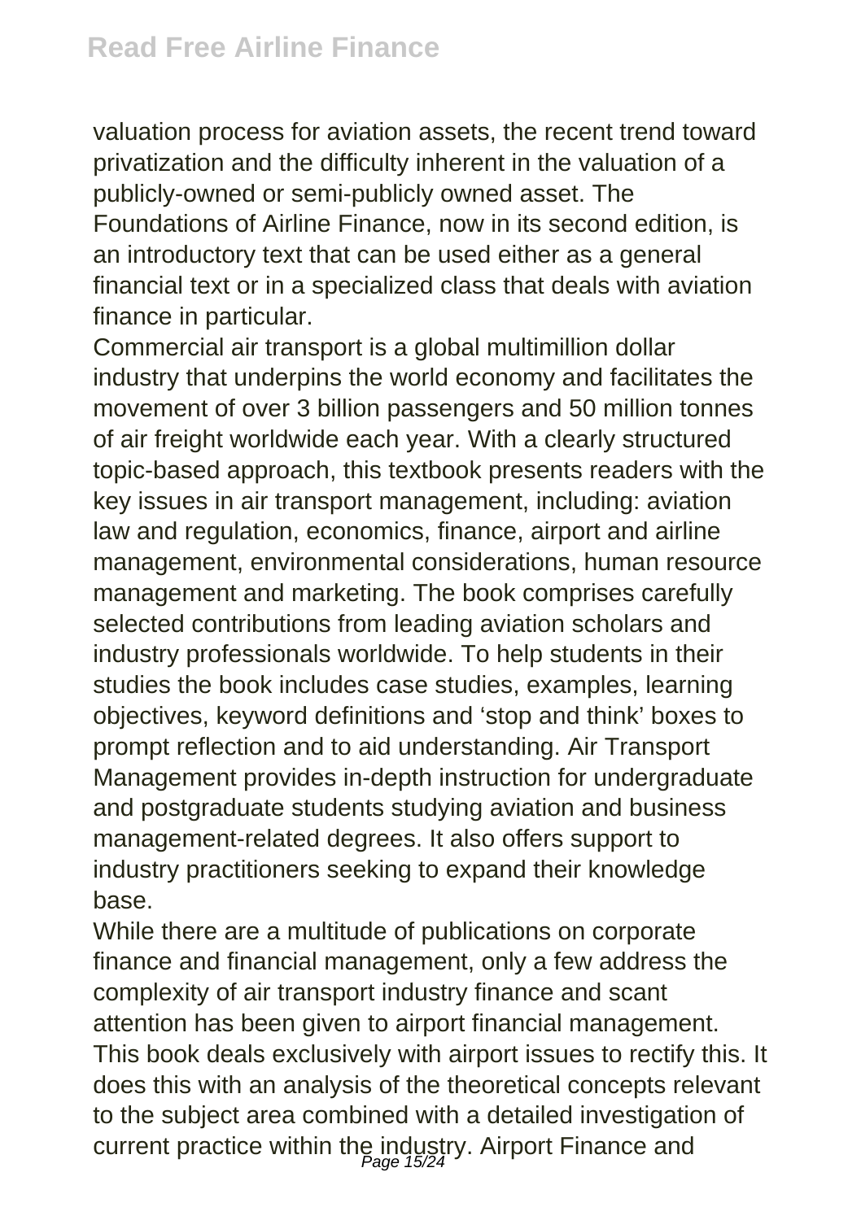valuation process for aviation assets, the recent trend toward privatization and the difficulty inherent in the valuation of a publicly-owned or semi-publicly owned asset. The Foundations of Airline Finance, now in its second edition, is an introductory text that can be used either as a general financial text or in a specialized class that deals with aviation finance in particular.

Commercial air transport is a global multimillion dollar industry that underpins the world economy and facilitates the movement of over 3 billion passengers and 50 million tonnes of air freight worldwide each year. With a clearly structured topic-based approach, this textbook presents readers with the key issues in air transport management, including: aviation law and regulation, economics, finance, airport and airline management, environmental considerations, human resource management and marketing. The book comprises carefully selected contributions from leading aviation scholars and industry professionals worldwide. To help students in their studies the book includes case studies, examples, learning objectives, keyword definitions and 'stop and think' boxes to prompt reflection and to aid understanding. Air Transport Management provides in-depth instruction for undergraduate and postgraduate students studying aviation and business management-related degrees. It also offers support to industry practitioners seeking to expand their knowledge base.

While there are a multitude of publications on corporate finance and financial management, only a few address the complexity of air transport industry finance and scant attention has been given to airport financial management. This book deals exclusively with airport issues to rectify this. It does this with an analysis of the theoretical concepts relevant to the subject area combined with a detailed investigation of current practice within the industry. Airport Finance and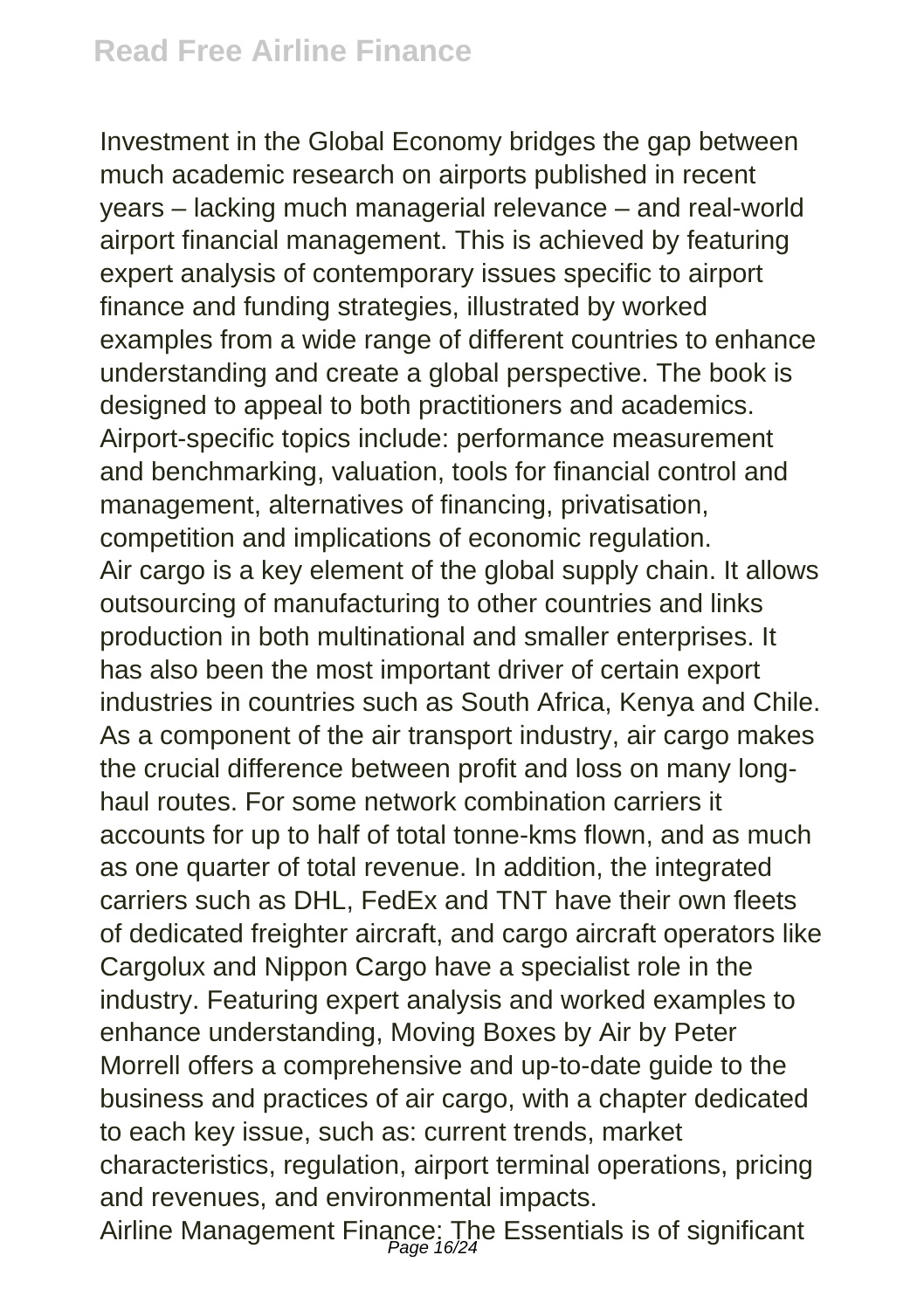Investment in the Global Economy bridges the gap between much academic research on airports published in recent years – lacking much managerial relevance – and real-world airport financial management. This is achieved by featuring expert analysis of contemporary issues specific to airport finance and funding strategies, illustrated by worked examples from a wide range of different countries to enhance understanding and create a global perspective. The book is designed to appeal to both practitioners and academics. Airport-specific topics include: performance measurement and benchmarking, valuation, tools for financial control and management, alternatives of financing, privatisation, competition and implications of economic regulation.

Air cargo is a key element of the global supply chain. It allows outsourcing of manufacturing to other countries and links production in both multinational and smaller enterprises. It has also been the most important driver of certain export industries in countries such as South Africa, Kenya and Chile. As a component of the air transport industry, air cargo makes the crucial difference between profit and loss on many long-haul routes. For some network combination carriers it accounts for up to half of total tonne-kms flown, and as much as one quarter of total revenue. In addition, the integrated carriers such as DHL, FedEx and TNT have their own fleets of dedicated freighter aircraft, and cargo aircraft operators like Cargolux and Nippon Cargo have a specialist role in the industry. Featuring expert analysis and worked examples to enhance understanding, Moving Boxes by Air by Peter Morrell offers a comprehensive and up-to-date guide to the business and practices of air cargo, with a chapter dedicated to each key issue, such as: current trends, market characteristics, regulation, airport terminal operations, pricing and revenues, and environmental impacts.

Airline Management Finance: The Essentials is of significant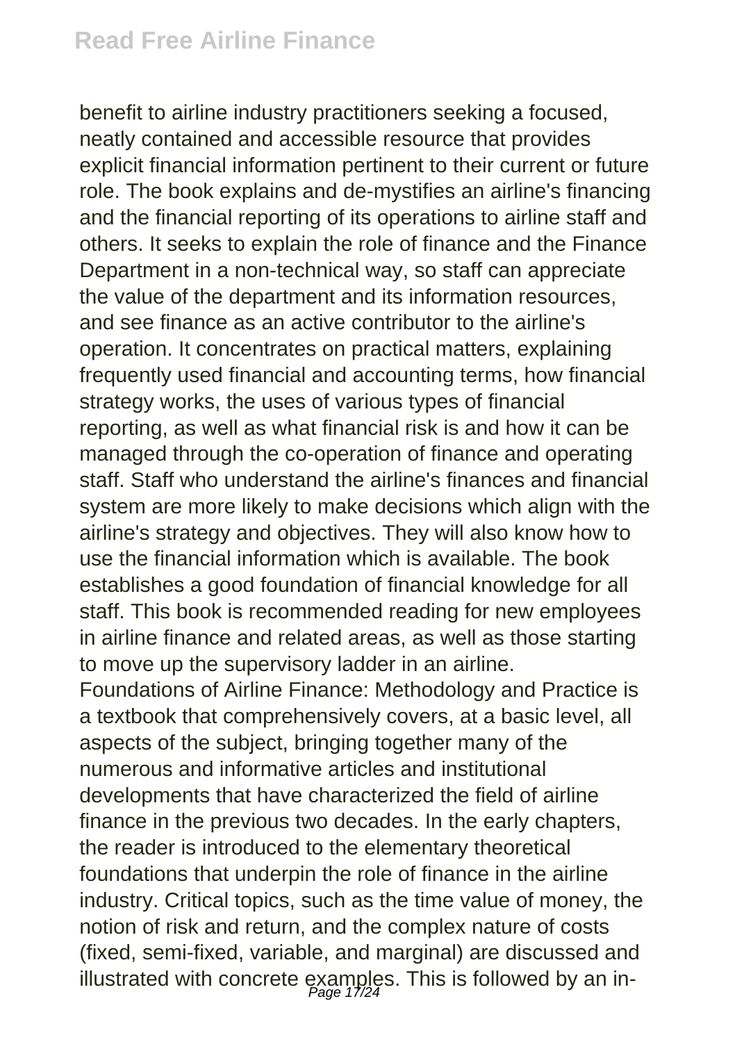benefit to airline industry practitioners seeking a focused, neatly contained and accessible resource that provides explicit financial information pertinent to their current or future role. The book explains and de-mystifies an airline's financing and the financial reporting of its operations to airline staff and others. It seeks to explain the role of finance and the Finance Department in a non-technical way, so staff can appreciate the value of the department and its information resources, and see finance as an active contributor to the airline's operation. It concentrates on practical matters, explaining frequently used financial and accounting terms, how financial strategy works, the uses of various types of financial reporting, as well as what financial risk is and how it can be managed through the co-operation of finance and operating staff. Staff who understand the airline's finances and financial system are more likely to make decisions which align with the airline's strategy and objectives. They will also know how to use the financial information which is available. The book establishes a good foundation of financial knowledge for all staff. This book is recommended reading for new employees in airline finance and related areas, as well as those starting to move up the supervisory ladder in an airline.

Foundations of Airline Finance: Methodology and Practice is a textbook that comprehensively covers, at a basic level, all aspects of the subject, bringing together many of the numerous and informative articles and institutional developments that have characterized the field of airline finance in the previous two decades. In the early chapters, the reader is introduced to the elementary theoretical foundations that underpin the role of finance in the airline industry. Critical topics, such as the time value of money, the notion of risk and return, and the complex nature of costs (fixed, semi-fixed, variable, and marginal) are discussed and illustrated with concrete examples. This is followed by an in-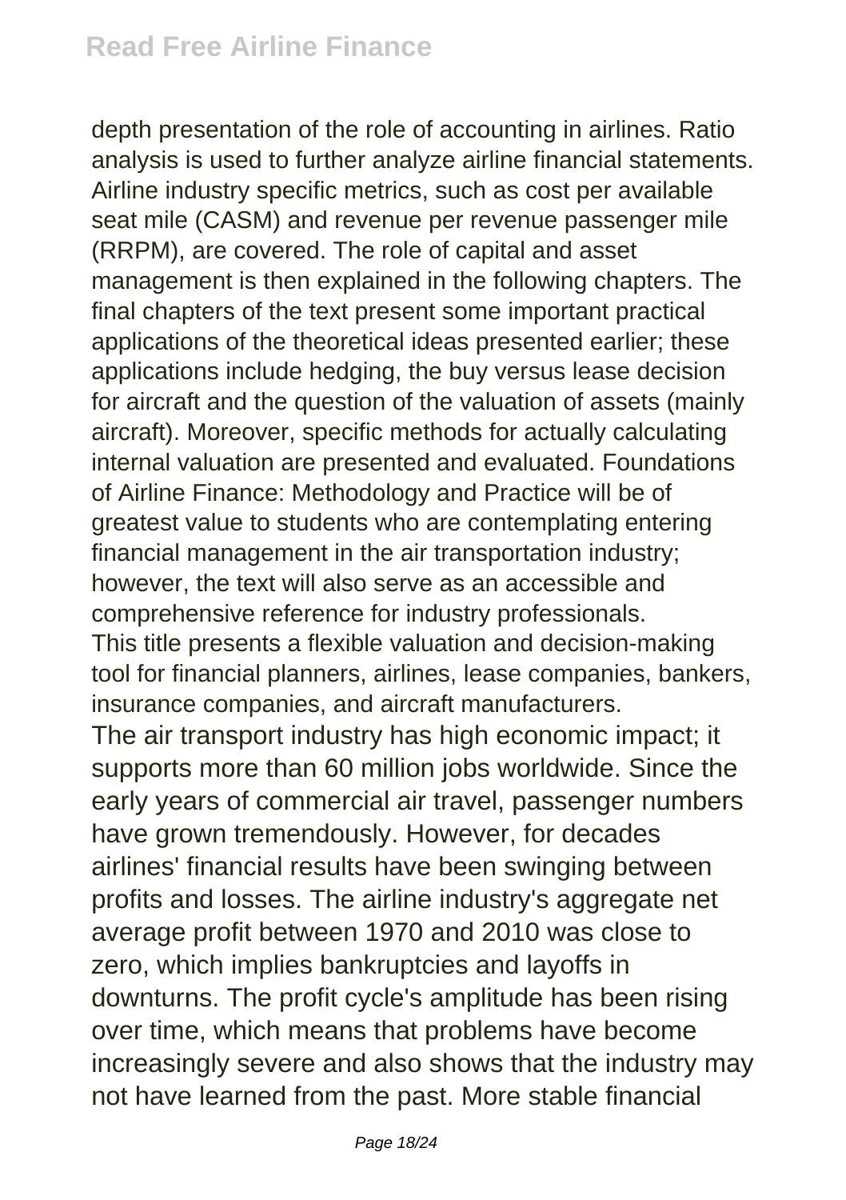depth presentation of the role of accounting in airlines. Ratio analysis is used to further analyze airline financial statements. Airline industry specific metrics, such as cost per available seat mile (CASM) and revenue per revenue passenger mile (RRPM), are covered. The role of capital and asset management is then explained in the following chapters. The final chapters of the text present some important practical applications of the theoretical ideas presented earlier; these applications include hedging, the buy versus lease decision for aircraft and the question of the valuation of assets (mainly aircraft). Moreover, specific methods for actually calculating internal valuation are presented and evaluated. Foundations of Airline Finance: Methodology and Practice will be of greatest value to students who are contemplating entering financial management in the air transportation industry; however, the text will also serve as an accessible and comprehensive reference for industry professionals.

This title presents a flexible valuation and decision-making tool for financial planners, airlines, lease companies, bankers, insurance companies, and aircraft manufacturers.

The air transport industry has high economic impact; it supports more than 60 million jobs worldwide. Since the early years of commercial air travel, passenger numbers have grown tremendously. However, for decades airlines' financial results have been swinging between profits and losses. The airline industry's aggregate net average profit between 1970 and 2010 was close to zero, which implies bankruptcies and layoffs in downturns. The profit cycle's amplitude has been rising over time, which means that problems have become increasingly severe and also shows that the industry may not have learned from the past. More stable financial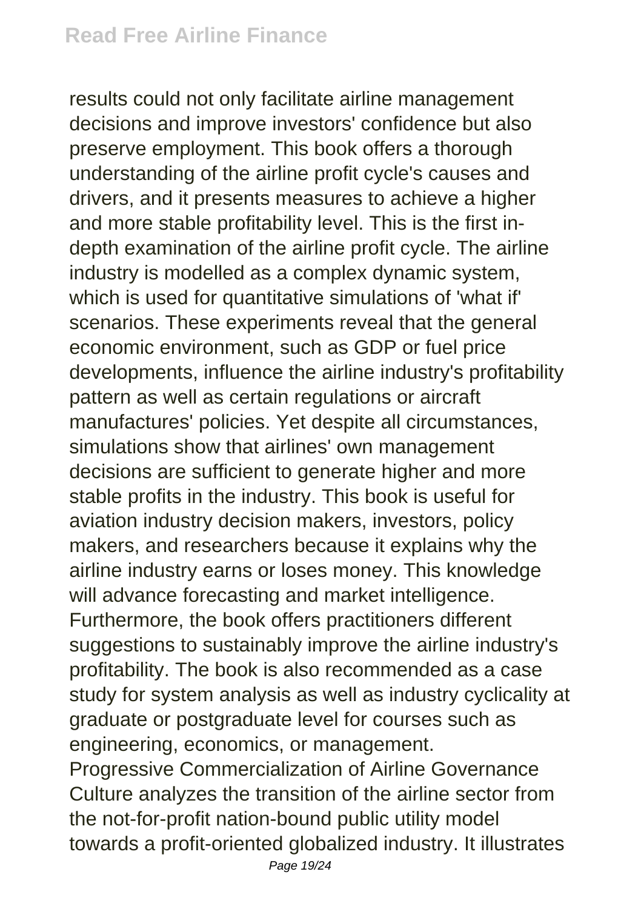results could not only facilitate airline management decisions and improve investors' confidence but also preserve employment. This book offers a thorough understanding of the airline profit cycle's causes and drivers, and it presents measures to achieve a higher and more stable profitability level. This is the first in-depth examination of the airline profit cycle. The airline industry is modelled as a complex dynamic system, which is used for quantitative simulations of 'what if' scenarios. These experiments reveal that the general economic environment, such as GDP or fuel price developments, influence the airline industry's profitability pattern as well as certain regulations or aircraft manufactures' policies. Yet despite all circumstances, simulations show that airlines' own management decisions are sufficient to generate higher and more stable profits in the industry. This book is useful for aviation industry decision makers, investors, policy makers, and researchers because it explains why the airline industry earns or loses money. This knowledge will advance forecasting and market intelligence. Furthermore, the book offers practitioners different suggestions to sustainably improve the airline industry's profitability. The book is also recommended as a case study for system analysis as well as industry cyclicality at graduate or postgraduate level for courses such as engineering, economics, or management.

Progressive Commercialization of Airline Governance Culture analyzes the transition of the airline sector from the not-for-profit nation-bound public utility model towards a profit-oriented globalized industry. It illustrates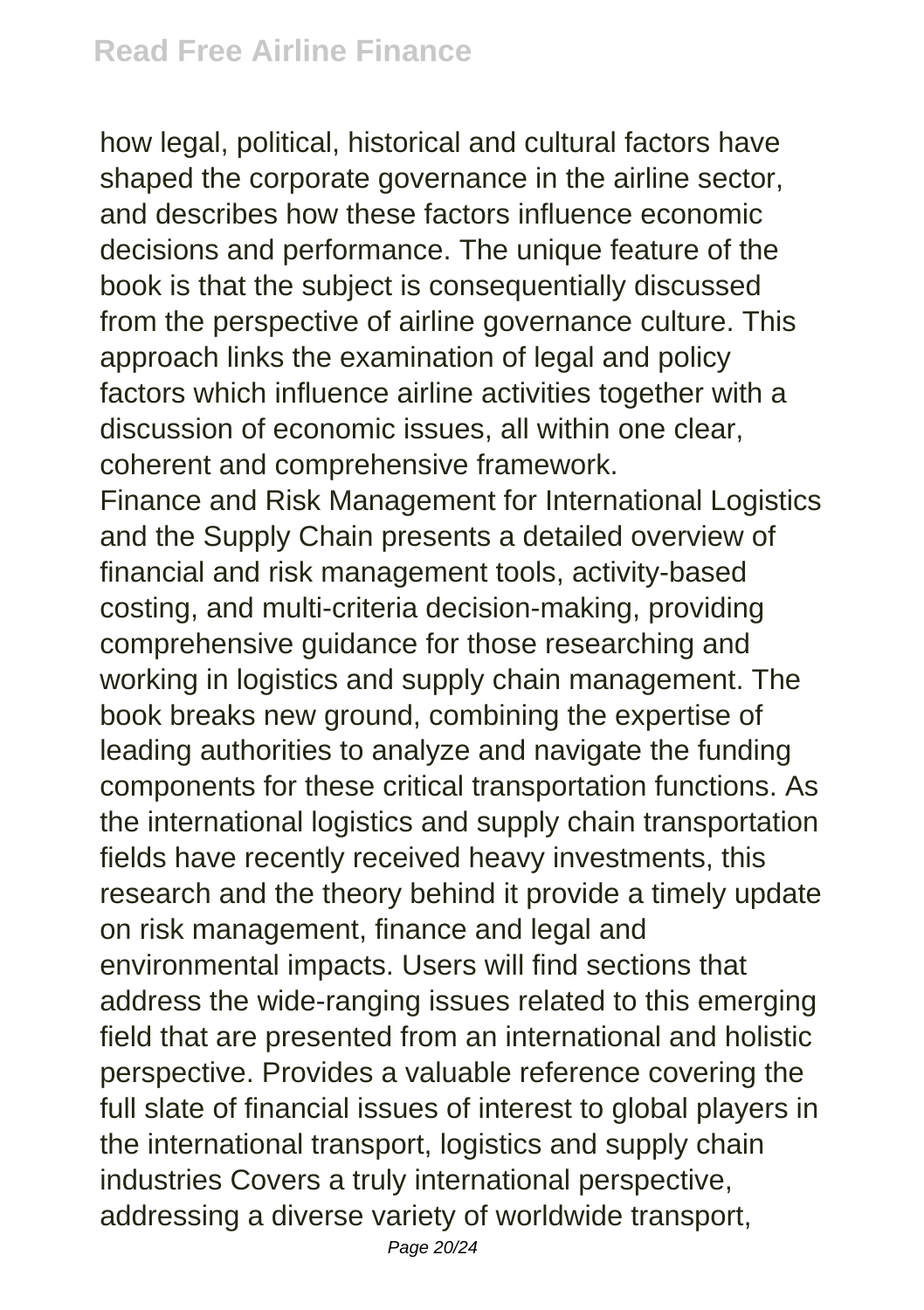how legal, political, historical and cultural factors have shaped the corporate governance in the airline sector, and describes how these factors influence economic decisions and performance. The unique feature of the book is that the subject is consequentially discussed from the perspective of airline governance culture. This approach links the examination of legal and policy factors which influence airline activities together with a discussion of economic issues, all within one clear, coherent and comprehensive framework.

Finance and Risk Management for International Logistics and the Supply Chain presents a detailed overview of financial and risk management tools, activity-based costing, and multi-criteria decision-making, providing comprehensive guidance for those researching and working in logistics and supply chain management. The book breaks new ground, combining the expertise of leading authorities to analyze and navigate the funding components for these critical transportation functions. As the international logistics and supply chain transportation fields have recently received heavy investments, this research and the theory behind it provide a timely update on risk management, finance and legal and environmental impacts. Users will find sections that address the wide-ranging issues related to this emerging field that are presented from an international and holistic perspective. Provides a valuable reference covering the full slate of financial issues of interest to global players in the international transport, logistics and supply chain industries Covers a truly international perspective, addressing a diverse variety of worldwide transport,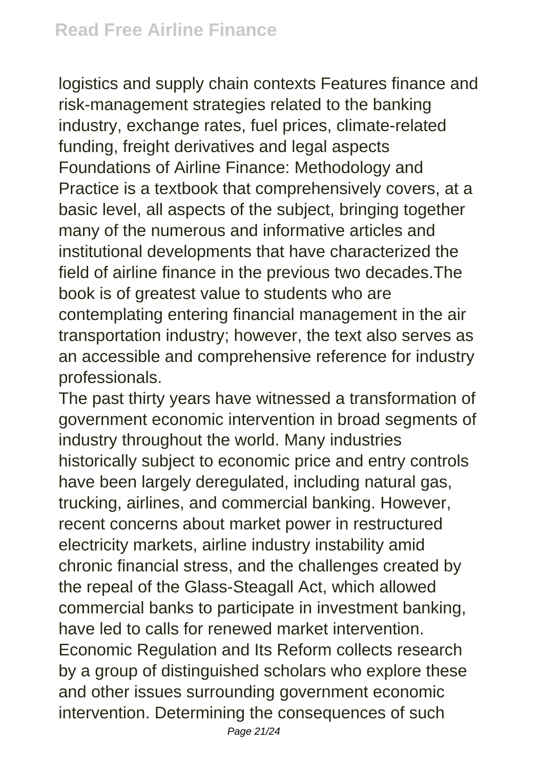logistics and supply chain contexts Features finance and risk-management strategies related to the banking industry, exchange rates, fuel prices, climate-related funding, freight derivatives and legal aspects Foundations of Airline Finance: Methodology and Practice is a textbook that comprehensively covers, at a basic level, all aspects of the subject, bringing together many of the numerous and informative articles and institutional developments that have characterized the field of airline finance in the previous two decades.The book is of greatest value to students who are contemplating entering financial management in the air transportation industry; however, the text also serves as an accessible and comprehensive reference for industry professionals.

The past thirty years have witnessed a transformation of government economic intervention in broad segments of industry throughout the world. Many industries historically subject to economic price and entry controls have been largely deregulated, including natural gas, trucking, airlines, and commercial banking. However, recent concerns about market power in restructured electricity markets, airline industry instability amid chronic financial stress, and the challenges created by the repeal of the Glass-Steagall Act, which allowed commercial banks to participate in investment banking, have led to calls for renewed market intervention. Economic Regulation and Its Reform collects research by a group of distinguished scholars who explore these and other issues surrounding government economic intervention. Determining the consequences of such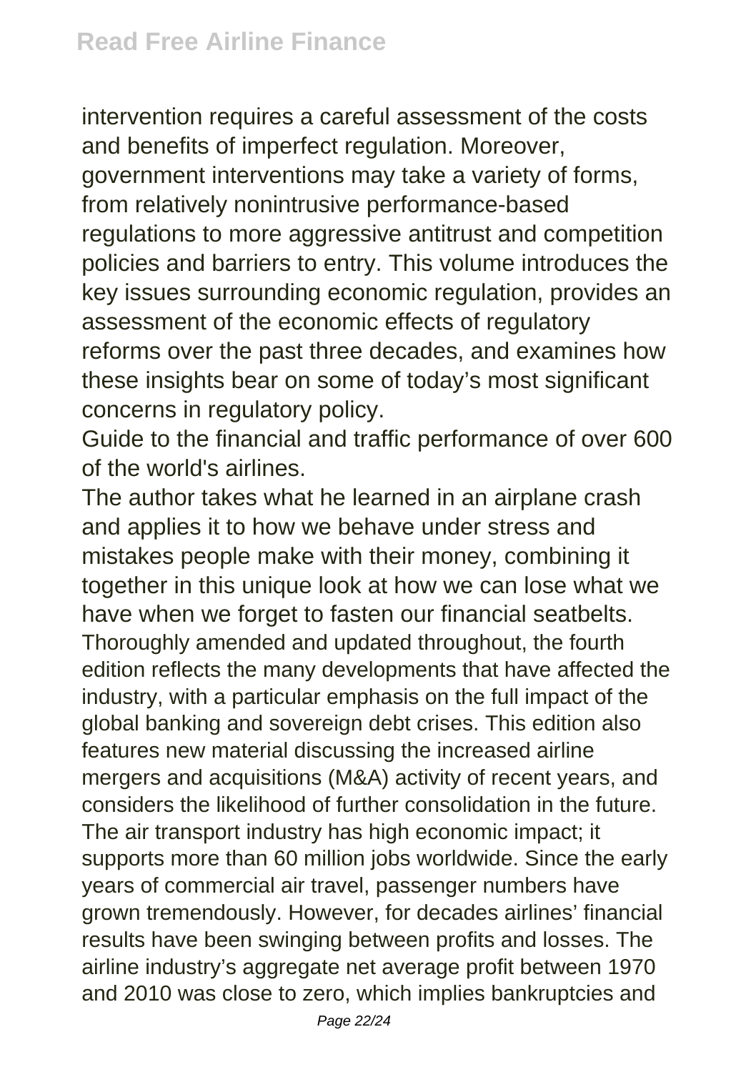intervention requires a careful assessment of the costs and benefits of imperfect regulation. Moreover, government interventions may take a variety of forms, from relatively nonintrusive performance-based regulations to more aggressive antitrust and competition policies and barriers to entry. This volume introduces the key issues surrounding economic regulation, provides an assessment of the economic effects of regulatory reforms over the past three decades, and examines how these insights bear on some of today's most significant concerns in regulatory policy.

Guide to the financial and traffic performance of over 600 of the world's airlines.

The author takes what he learned in an airplane crash and applies it to how we behave under stress and mistakes people make with their money, combining it together in this unique look at how we can lose what we have when we forget to fasten our financial seatbelts.

Thoroughly amended and updated throughout, the fourth edition reflects the many developments that have affected the industry, with a particular emphasis on the full impact of the global banking and sovereign debt crises. This edition also features new material discussing the increased airline mergers and acquisitions (M&A) activity of recent years, and considers the likelihood of further consolidation in the future.

The air transport industry has high economic impact; it supports more than 60 million jobs worldwide. Since the early years of commercial air travel, passenger numbers have grown tremendously. However, for decades airlines' financial results have been swinging between profits and losses. The airline industry's aggregate net average profit between 1970 and 2010 was close to zero, which implies bankruptcies and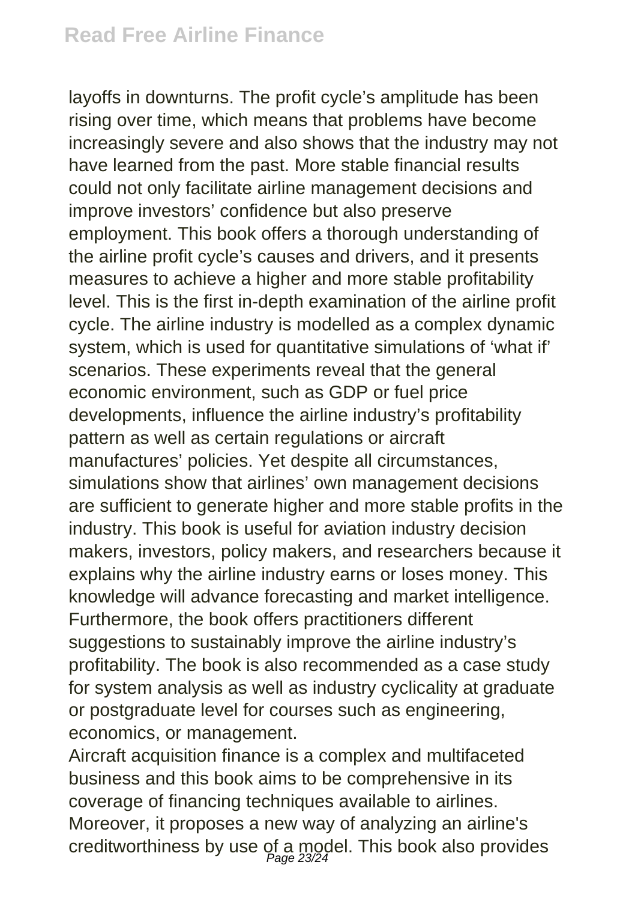layoffs in downturns. The profit cycle's amplitude has been rising over time, which means that problems have become increasingly severe and also shows that the industry may not have learned from the past. More stable financial results could not only facilitate airline management decisions and improve investors' confidence but also preserve employment. This book offers a thorough understanding of the airline profit cycle's causes and drivers, and it presents measures to achieve a higher and more stable profitability level. This is the first in-depth examination of the airline profit cycle. The airline industry is modelled as a complex dynamic system, which is used for quantitative simulations of 'what if' scenarios. These experiments reveal that the general economic environment, such as GDP or fuel price developments, influence the airline industry's profitability pattern as well as certain regulations or aircraft manufactures' policies. Yet despite all circumstances, simulations show that airlines' own management decisions are sufficient to generate higher and more stable profits in the industry. This book is useful for aviation industry decision makers, investors, policy makers, and researchers because it explains why the airline industry earns or loses money. This knowledge will advance forecasting and market intelligence. Furthermore, the book offers practitioners different suggestions to sustainably improve the airline industry's profitability. The book is also recommended as a case study for system analysis as well as industry cyclicality at graduate or postgraduate level for courses such as engineering, economics, or management.

Aircraft acquisition finance is a complex and multifaceted business and this book aims to be comprehensive in its coverage of financing techniques available to airlines. Moreover, it proposes a new way of analyzing an airline's creditworthiness by use of a model. This book also provides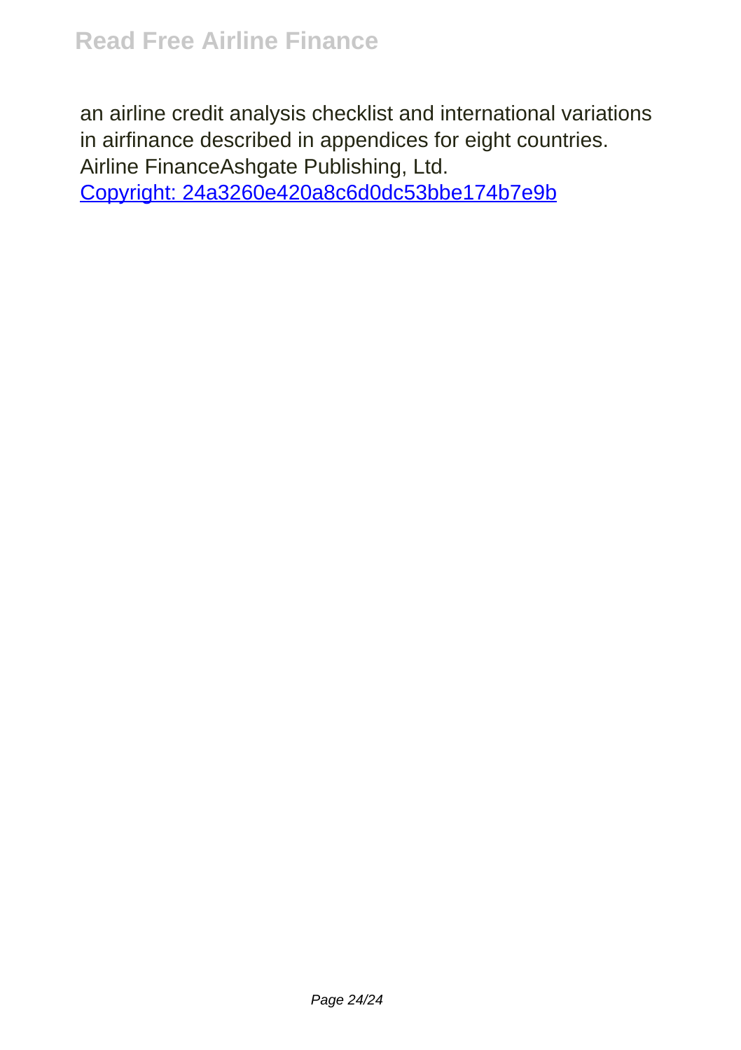an airline credit analysis checklist and international variations in airfinance described in appendices for eight countries.
Airline FinanceAshgate Publishing, Ltd.
[Copyright: 24a3260e420a8c6d0dc53bbe174b7e9b]